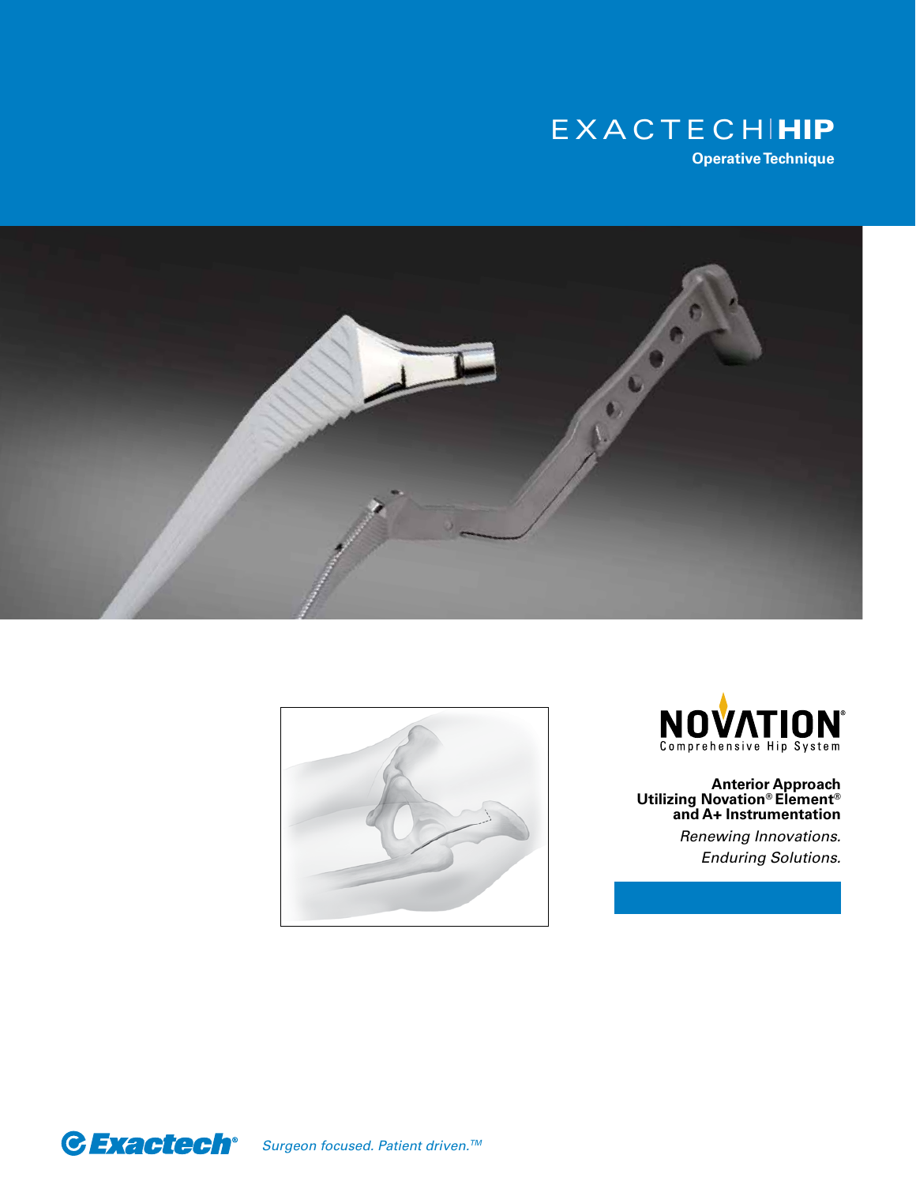# EXACTECH | HIP

**Operative Technique**

NOVATION®

Comprehensive Hip System

**Anterior Approach Utilizing Novation® Element® and A+ Instrumentation**

*Renewing Innovations.*
*Enduring Solutions.*

Exactech®

*Surgeon focused. Patient driven.™*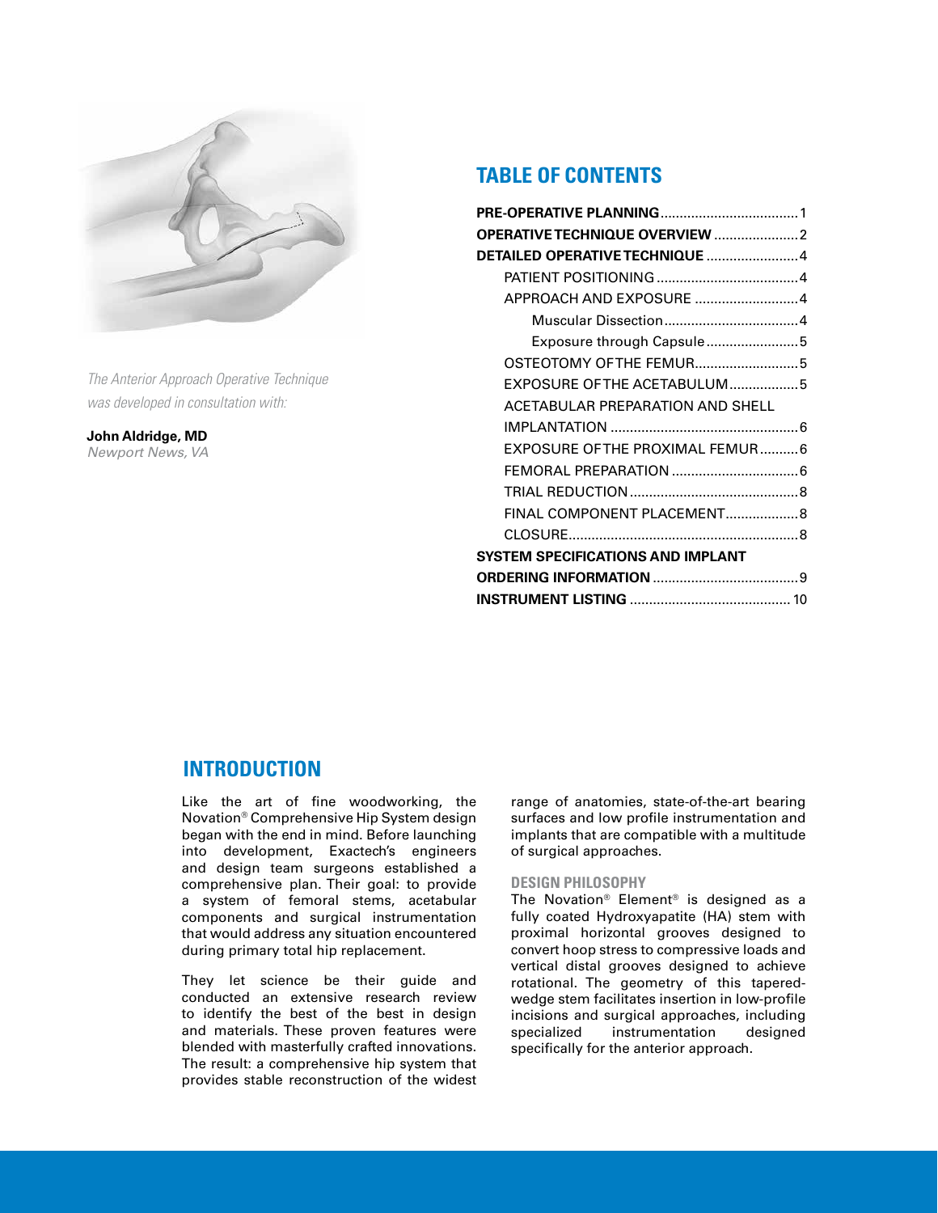*The Anterior Approach Operative Technique was developed in consultation with:*

**John Aldridge, MD**
*Newport News, VA*

## TABLE OF CONTENTS

| | |
|---|---|
| **PRE-OPERATIVE PLANNING** | 1 |
| **OPERATIVE TECHNIQUE OVERVIEW** | 2 |
| **DETAILED OPERATIVE TECHNIQUE** | 4 |
| PATIENT POSITIONING | 4 |
| APPROACH AND EXPOSURE | 4 |
| Muscular Dissection | 4 |
| Exposure through Capsule | 5 |
| OSTEOTOMY OF THE FEMUR | 5 |
| EXPOSURE OF THE ACETABULUM | 5 |
| ACETABULAR PREPARATION AND SHELL IMPLANTATION | 6 |
| EXPOSURE OF THE PROXIMAL FEMUR | 6 |
| FEMORAL PREPARATION | 6 |
| TRIAL REDUCTION | 8 |
| FINAL COMPONENT PLACEMENT | 8 |
| CLOSURE | 8 |
| **SYSTEM SPECIFICATIONS AND IMPLANT ORDERING INFORMATION** | 9 |
| **INSTRUMENT LISTING** | 10 |

## INTRODUCTION

Like the art of fine woodworking, the Novation® Comprehensive Hip System design began with the end in mind. Before launching into development, Exactech's engineers and design team surgeons established a comprehensive plan. Their goal: to provide a system of femoral stems, acetabular components and surgical instrumentation that would address any situation encountered during primary total hip replacement.

They let science be their guide and conducted an extensive research review to identify the best of the best in design and materials. These proven features were blended with masterfully crafted innovations. The result: a comprehensive hip system that provides stable reconstruction of the widest range of anatomies, state-of-the-art bearing surfaces and low profile instrumentation and implants that are compatible with a multitude of surgical approaches.

### DESIGN PHILOSOPHY

The Novation® Element® is designed as a fully coated Hydroxyapatite (HA) stem with proximal horizontal grooves designed to convert hoop stress to compressive loads and vertical distal grooves designed to achieve rotational. The geometry of this tapered-wedge stem facilitates insertion in low-profile incisions and surgical approaches, including specialized instrumentation designed specifically for the anterior approach.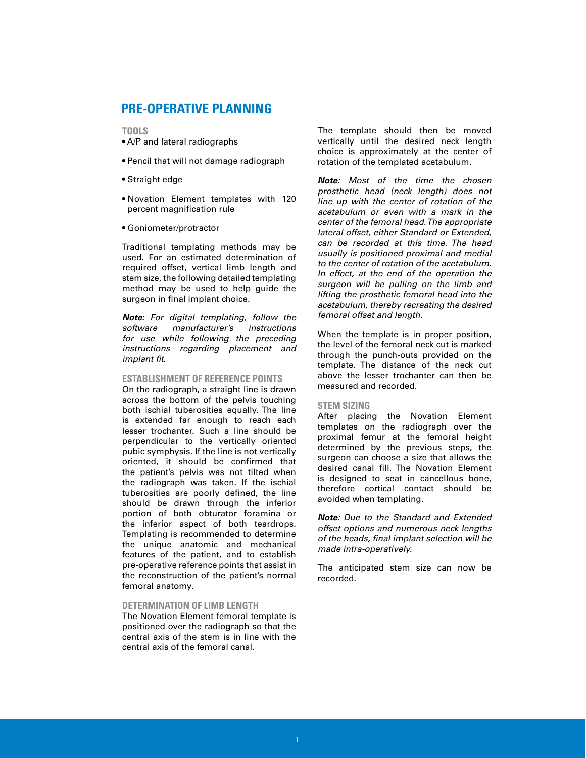# PRE-OPERATIVE PLANNING

### TOOLS

- A/P and lateral radiographs
- Pencil that will not damage radiograph
- Straight edge
- Novation Element templates with 120 percent magnification rule
- Goniometer/protractor

Traditional templating methods may be used. For an estimated determination of required offset, vertical limb length and stem size, the following detailed templating method may be used to help guide the surgeon in final implant choice.

***Note:*** *For digital templating, follow the software manufacturer's instructions for use while following the preceding instructions regarding placement and implant fit.*

### ESTABLISHMENT OF REFERENCE POINTS

On the radiograph, a straight line is drawn across the bottom of the pelvis touching both ischial tuberosities equally. The line is extended far enough to reach each lesser trochanter. Such a line should be perpendicular to the vertically oriented pubic symphysis. If the line is not vertically oriented, it should be confirmed that the patient's pelvis was not tilted when the radiograph was taken. If the ischial tuberosities are poorly defined, the line should be drawn through the inferior portion of both obturator foramina or the inferior aspect of both teardrops. Templating is recommended to determine the unique anatomic and mechanical features of the patient, and to establish pre-operative reference points that assist in the reconstruction of the patient's normal femoral anatomy.

### DETERMINATION OF LIMB LENGTH

The Novation Element femoral template is positioned over the radiograph so that the central axis of the stem is in line with the central axis of the femoral canal.

The template should then be moved vertically until the desired neck length choice is approximately at the center of rotation of the templated acetabulum.

***Note:*** *Most of the time the chosen prosthetic head (neck length) does not line up with the center of rotation of the acetabulum or even with a mark in the center of the femoral head. The appropriate lateral offset, either Standard or Extended, can be recorded at this time. The head usually is positioned proximal and medial to the center of rotation of the acetabulum. In effect, at the end of the operation the surgeon will be pulling on the limb and lifting the prosthetic femoral head into the acetabulum, thereby recreating the desired femoral offset and length.*

When the template is in proper position, the level of the femoral neck cut is marked through the punch-outs provided on the template. The distance of the neck cut above the lesser trochanter can then be measured and recorded.

### STEM SIZING

After placing the Novation Element templates on the radiograph over the proximal femur at the femoral height determined by the previous steps, the surgeon can choose a size that allows the desired canal fill. The Novation Element is designed to seat in cancellous bone, therefore cortical contact should be avoided when templating.

***Note:*** *Due to the Standard and Extended offset options and numerous neck lengths of the heads, final implant selection will be made intra-operatively.*

The anticipated stem size can now be recorded.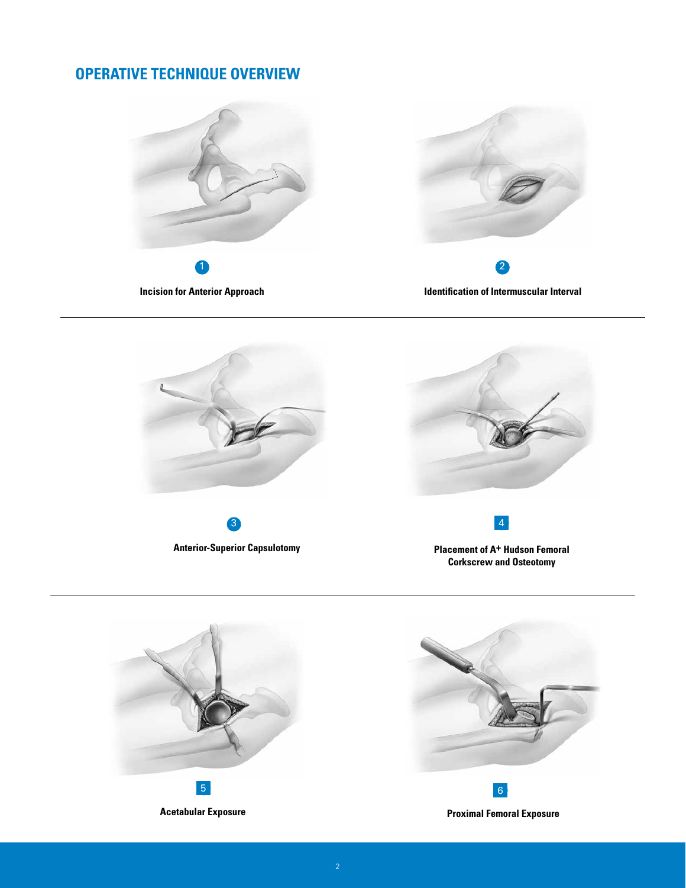# OPERATIVE TECHNIQUE OVERVIEW

1 **Incision for Anterior Approach**

2 **Identification of Intermuscular Interval**

3 **Anterior-Superior Capsulotomy**

4 **Placement of A+ Hudson Femoral Corkscrew and Osteotomy**

5 **Acetabular Exposure**

6 **Proximal Femoral Exposure**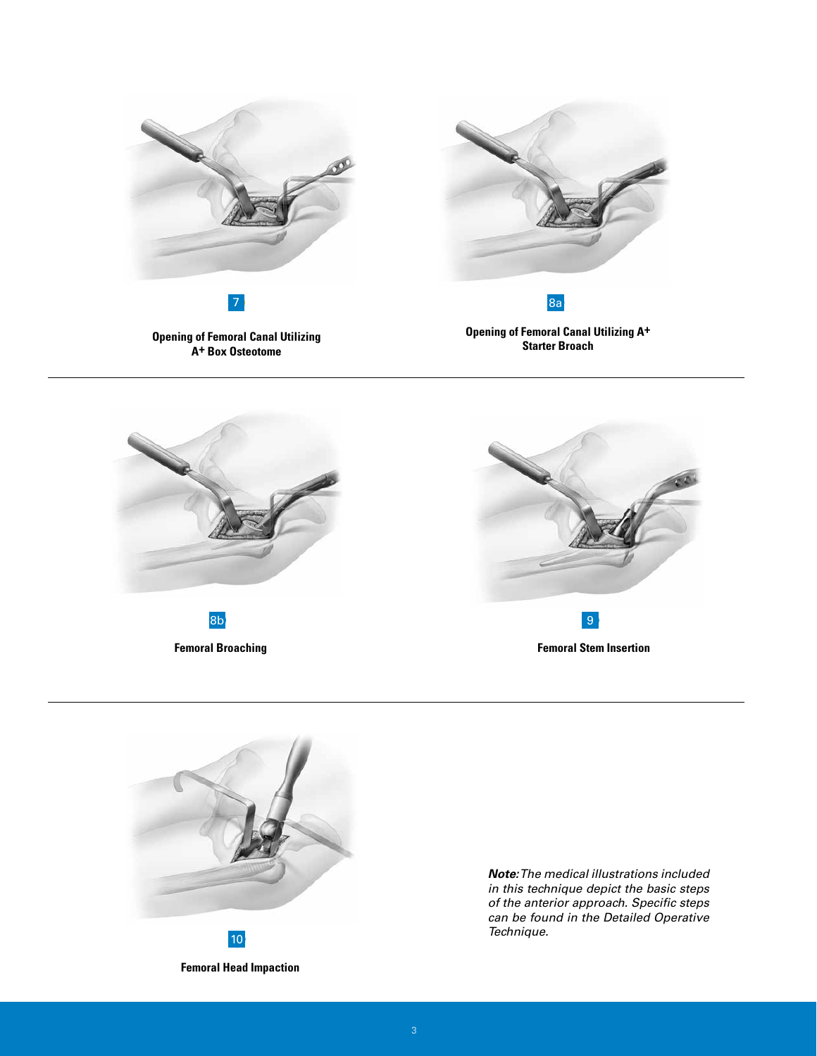7

**Opening of Femoral Canal Utilizing A+ Box Osteotome**

8a

**Opening of Femoral Canal Utilizing A+ Starter Broach**

---

8b

**Femoral Broaching**

9

**Femoral Stem Insertion**

---

10

**Femoral Head Impaction**

***Note:*** *The medical illustrations included in this technique depict the basic steps of the anterior approach. Specific steps can be found in the Detailed Operative Technique.*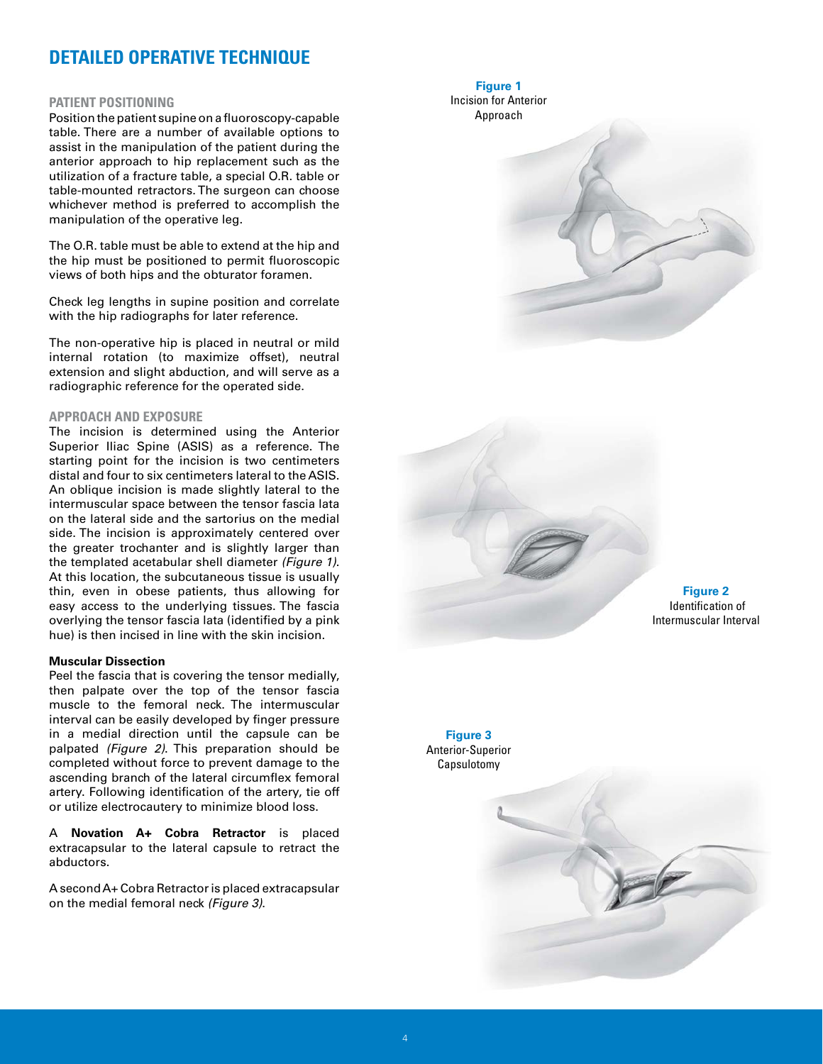# DETAILED OPERATIVE TECHNIQUE

## PATIENT POSITIONING

Position the patient supine on a fluoroscopy-capable table. There are a number of available options to assist in the manipulation of the patient during the anterior approach to hip replacement such as the utilization of a fracture table, a special O.R. table or table-mounted retractors. The surgeon can choose whichever method is preferred to accomplish the manipulation of the operative leg.

The O.R. table must be able to extend at the hip and the hip must be positioned to permit fluoroscopic views of both hips and the obturator foramen.

Check leg lengths in supine position and correlate with the hip radiographs for later reference.

The non-operative hip is placed in neutral or mild internal rotation (to maximize offset), neutral extension and slight abduction, and will serve as a radiographic reference for the operated side.

## APPROACH AND EXPOSURE

The incision is determined using the Anterior Superior Iliac Spine (ASIS) as a reference. The starting point for the incision is two centimeters distal and four to six centimeters lateral to the ASIS. An oblique incision is made slightly lateral to the intermuscular space between the tensor fascia lata on the lateral side and the sartorius on the medial side. The incision is approximately centered over the greater trochanter and is slightly larger than the templated acetabular shell diameter *(Figure 1)*. At this location, the subcutaneous tissue is usually thin, even in obese patients, thus allowing for easy access to the underlying tissues. The fascia overlying the tensor fascia lata (identified by a pink hue) is then incised in line with the skin incision.

**Muscular Dissection**

Peel the fascia that is covering the tensor medially, then palpate over the top of the tensor fascia muscle to the femoral neck. The intermuscular interval can be easily developed by finger pressure in a medial direction until the capsule can be palpated *(Figure 2)*. This preparation should be completed without force to prevent damage to the ascending branch of the lateral circumflex femoral artery. Following identification of the artery, tie off or utilize electrocautery to minimize blood loss.

A **Novation A+ Cobra Retractor** is placed extracapsular to the lateral capsule to retract the abductors.

A second A+ Cobra Retractor is placed extracapsular on the medial femoral neck *(Figure 3)*.

**Figure 1**
Incision for Anterior Approach

**Figure 2**
Identification of Intermuscular Interval

**Figure 3**
Anterior-Superior Capsulotomy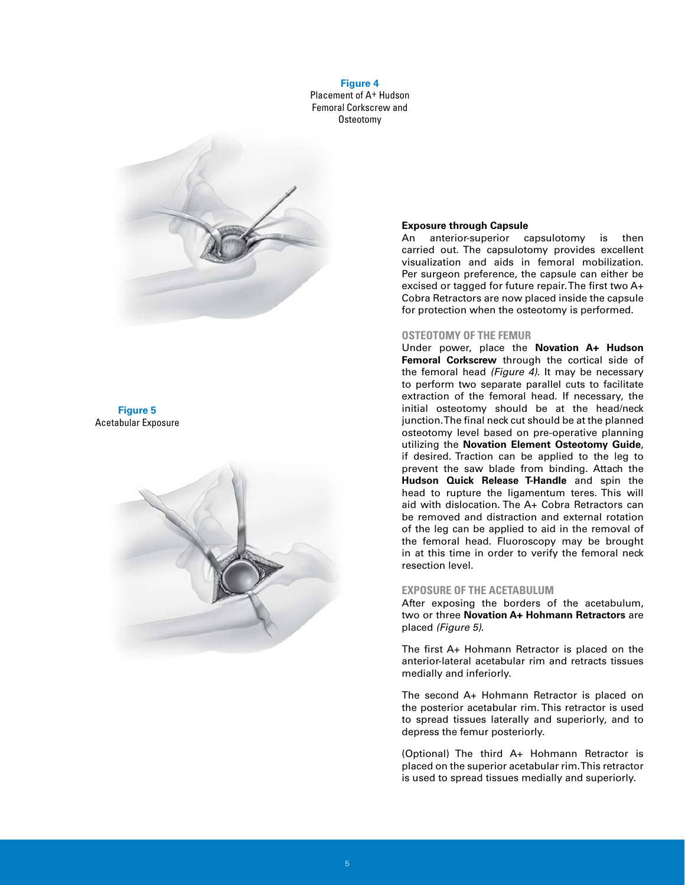**Figure 4**
Placement of A+ Hudson Femoral Corkscrew and Osteotomy

**Figure 5**
Acetabular Exposure

**Exposure through Capsule**

An anterior-superior capsulotomy is then carried out. The capsulotomy provides excellent visualization and aids in femoral mobilization. Per surgeon preference, the capsule can either be excised or tagged for future repair. The first two A+ Cobra Retractors are now placed inside the capsule for protection when the osteotomy is performed.

## OSTEOTOMY OF THE FEMUR

Under power, place the **Novation A+ Hudson Femoral Corkscrew** through the cortical side of the femoral head *(Figure 4)*. It may be necessary to perform two separate parallel cuts to facilitate extraction of the femoral head. If necessary, the initial osteotomy should be at the head/neck junction. The final neck cut should be at the planned osteotomy level based on pre-operative planning utilizing the **Novation Element Osteotomy Guide**, if desired. Traction can be applied to the leg to prevent the saw blade from binding. Attach the **Hudson Quick Release T-Handle** and spin the head to rupture the ligamentum teres. This will aid with dislocation. The A+ Cobra Retractors can be removed and distraction and external rotation of the leg can be applied to aid in the removal of the femoral head. Fluoroscopy may be brought in at this time in order to verify the femoral neck resection level.

## EXPOSURE OF THE ACETABULUM

After exposing the borders of the acetabulum, two or three **Novation A+ Hohmann Retractors** are placed *(Figure 5)*.

The first A+ Hohmann Retractor is placed on the anterior-lateral acetabular rim and retracts tissues medially and inferiorly.

The second A+ Hohmann Retractor is placed on the posterior acetabular rim. This retractor is used to spread tissues laterally and superiorly, and to depress the femur posteriorly.

(Optional) The third A+ Hohmann Retractor is placed on the superior acetabular rim. This retractor is used to spread tissues medially and superiorly.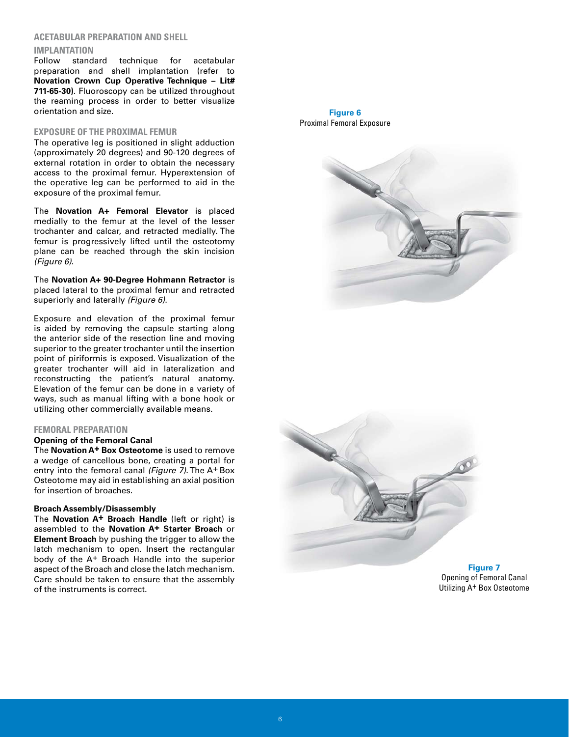## ACETABULAR PREPARATION AND SHELL IMPLANTATION

Follow standard technique for acetabular preparation and shell implantation (refer to **Novation Crown Cup Operative Technique – Lit# 711-65-30**). Fluoroscopy can be utilized throughout the reaming process in order to better visualize orientation and size.

## EXPOSURE OF THE PROXIMAL FEMUR

The operative leg is positioned in slight adduction (approximately 20 degrees) and 90-120 degrees of external rotation in order to obtain the necessary access to the proximal femur. Hyperextension of the operative leg can be performed to aid in the exposure of the proximal femur.

The **Novation A+ Femoral Elevator** is placed medially to the femur at the level of the lesser trochanter and calcar, and retracted medially. The femur is progressively lifted until the osteotomy plane can be reached through the skin incision *(Figure 6)*.

The **Novation A+ 90-Degree Hohmann Retractor** is placed lateral to the proximal femur and retracted superiorly and laterally *(Figure 6)*.

Exposure and elevation of the proximal femur is aided by removing the capsule starting along the anterior side of the resection line and moving superior to the greater trochanter until the insertion point of piriformis is exposed. Visualization of the greater trochanter will aid in lateralization and reconstructing the patient's natural anatomy. Elevation of the femur can be done in a variety of ways, such as manual lifting with a bone hook or utilizing other commercially available means.

**Figure 6**
Proximal Femoral Exposure

## FEMORAL PREPARATION

### Opening of the Femoral Canal

The **Novation A+ Box Osteotome** is used to remove a wedge of cancellous bone, creating a portal for entry into the femoral canal *(Figure 7)*. The A+ Box Osteotome may aid in establishing an axial position for insertion of broaches.

### Broach Assembly/Disassembly

The **Novation A+ Broach Handle** (left or right) is assembled to the **Novation A+ Starter Broach** or **Element Broach** by pushing the trigger to allow the latch mechanism to open. Insert the rectangular body of the A+ Broach Handle into the superior aspect of the Broach and close the latch mechanism. Care should be taken to ensure that the assembly of the instruments is correct.

**Figure 7**
Opening of Femoral Canal Utilizing A+ Box Osteotome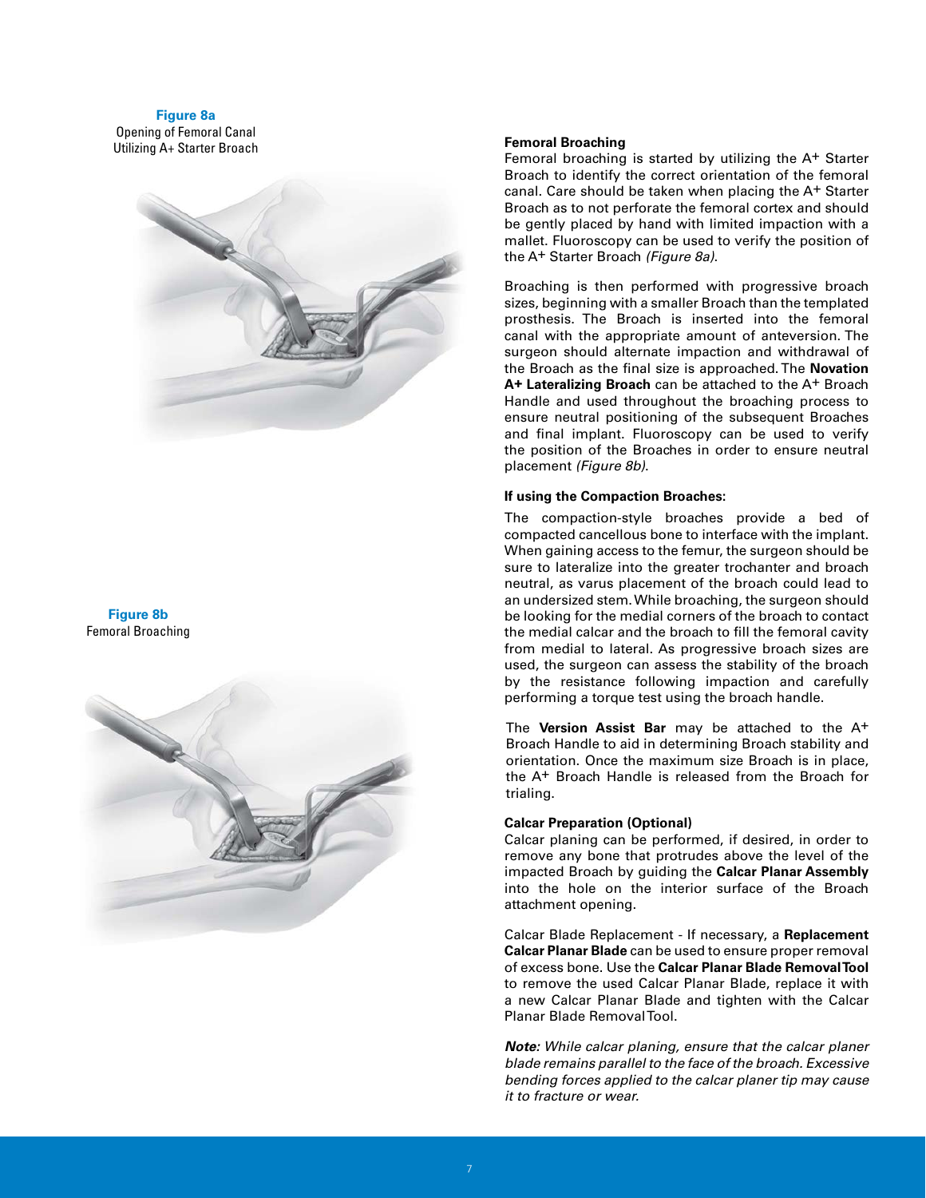**Figure 8a**
Opening of Femoral Canal Utilizing A+ Starter Broach

**Figure 8b**
Femoral Broaching

**Femoral Broaching**

Femoral broaching is started by utilizing the A+ Starter Broach to identify the correct orientation of the femoral canal. Care should be taken when placing the A+ Starter Broach as to not perforate the femoral cortex and should be gently placed by hand with limited impaction with a mallet. Fluoroscopy can be used to verify the position of the A+ Starter Broach *(Figure 8a)*.

Broaching is then performed with progressive broach sizes, beginning with a smaller Broach than the templated prosthesis. The Broach is inserted into the femoral canal with the appropriate amount of anteversion. The surgeon should alternate impaction and withdrawal of the Broach as the final size is approached. The **Novation A+ Lateralizing Broach** can be attached to the A+ Broach Handle and used throughout the broaching process to ensure neutral positioning of the subsequent Broaches and final implant. Fluoroscopy can be used to verify the position of the Broaches in order to ensure neutral placement *(Figure 8b)*.

**If using the Compaction Broaches:**

The compaction-style broaches provide a bed of compacted cancellous bone to interface with the implant. When gaining access to the femur, the surgeon should be sure to lateralize into the greater trochanter and broach neutral, as varus placement of the broach could lead to an undersized stem. While broaching, the surgeon should be looking for the medial corners of the broach to contact the medial calcar and the broach to fill the femoral cavity from medial to lateral. As progressive broach sizes are used, the surgeon can assess the stability of the broach by the resistance following impaction and carefully performing a torque test using the broach handle.

The **Version Assist Bar** may be attached to the A+ Broach Handle to aid in determining Broach stability and orientation. Once the maximum size Broach is in place, the A+ Broach Handle is released from the Broach for trialing.

**Calcar Preparation (Optional)**

Calcar planing can be performed, if desired, in order to remove any bone that protrudes above the level of the impacted Broach by guiding the **Calcar Planar Assembly** into the hole on the interior surface of the Broach attachment opening.

Calcar Blade Replacement - If necessary, a **Replacement Calcar Planar Blade** can be used to ensure proper removal of excess bone. Use the **Calcar Planar Blade Removal Tool** to remove the used Calcar Planar Blade, replace it with a new Calcar Planar Blade and tighten with the Calcar Planar Blade Removal Tool.

***Note:*** *While calcar planing, ensure that the calcar planer blade remains parallel to the face of the broach. Excessive bending forces applied to the calcar planer tip may cause it to fracture or wear.*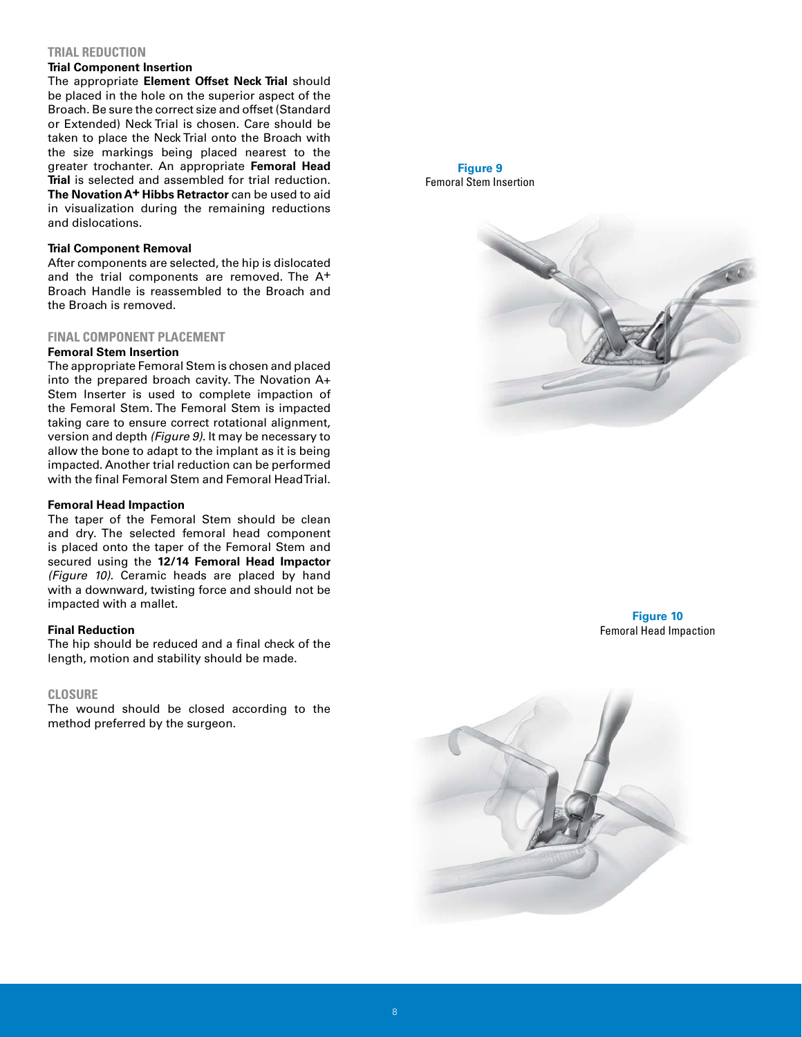## TRIAL REDUCTION

### Trial Component Insertion

The appropriate **Element Offset Neck Trial** should be placed in the hole on the superior aspect of the Broach. Be sure the correct size and offset (Standard or Extended) Neck Trial is chosen. Care should be taken to place the Neck Trial onto the Broach with the size markings being placed nearest to the greater trochanter. An appropriate **Femoral Head Trial** is selected and assembled for trial reduction. **The Novation A+ Hibbs Retractor** can be used to aid in visualization during the remaining reductions and dislocations.

### Trial Component Removal

After components are selected, the hip is dislocated and the trial components are removed. The A+ Broach Handle is reassembled to the Broach and the Broach is removed.

## FINAL COMPONENT PLACEMENT

### Femoral Stem Insertion

The appropriate Femoral Stem is chosen and placed into the prepared broach cavity. The Novation A+ Stem Inserter is used to complete impaction of the Femoral Stem. The Femoral Stem is impacted taking care to ensure correct rotational alignment, version and depth *(Figure 9)*. It may be necessary to allow the bone to adapt to the implant as it is being impacted. Another trial reduction can be performed with the final Femoral Stem and Femoral Head Trial.

### Femoral Head Impaction

The taper of the Femoral Stem should be clean and dry. The selected femoral head component is placed onto the taper of the Femoral Stem and secured using the **12/14 Femoral Head Impactor** *(Figure 10)*. Ceramic heads are placed by hand with a downward, twisting force and should not be impacted with a mallet.

### Final Reduction

The hip should be reduced and a final check of the length, motion and stability should be made.

## CLOSURE

The wound should be closed according to the method preferred by the surgeon.

**Figure 9**
Femoral Stem Insertion

**Figure 10**
Femoral Head Impaction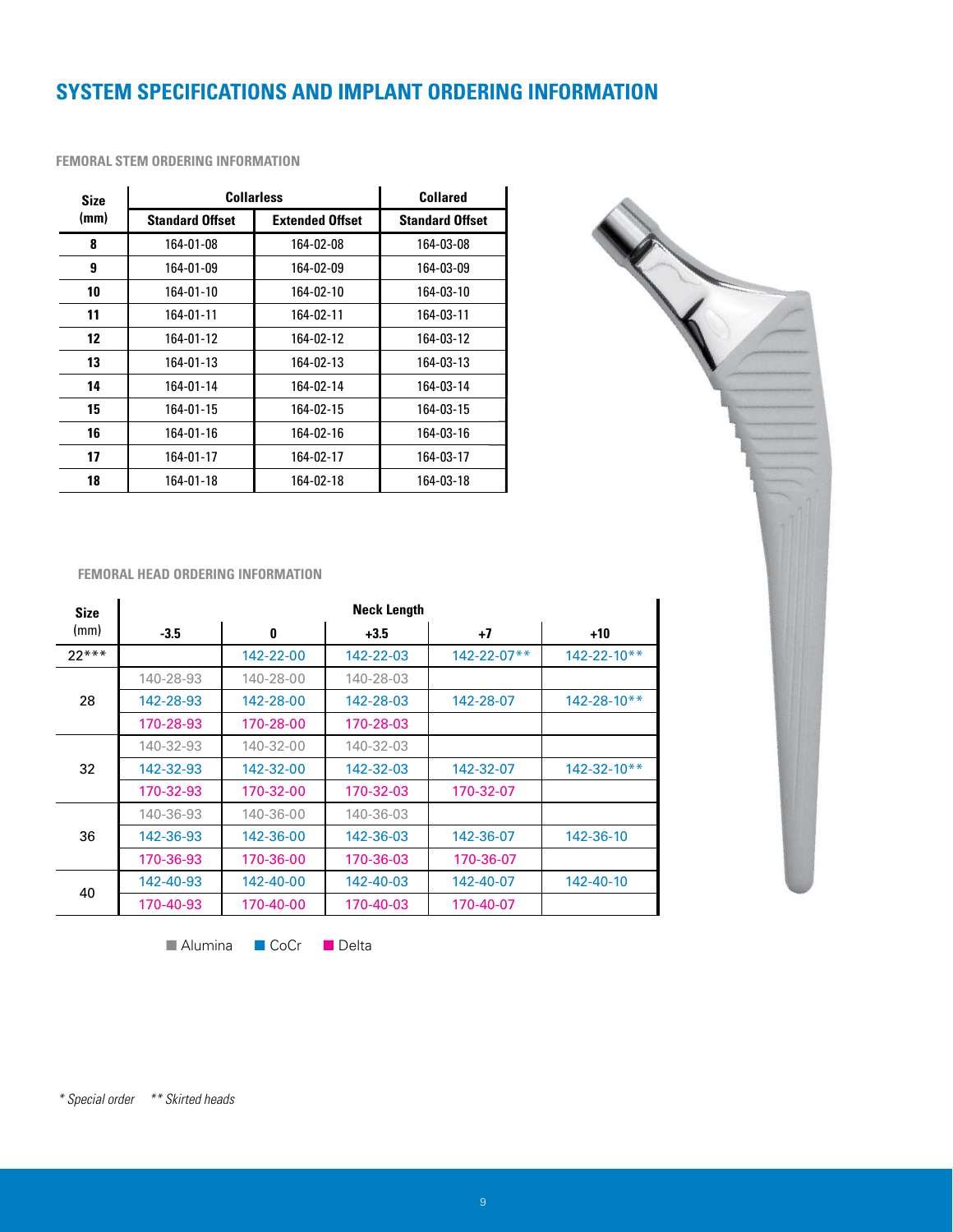# SYSTEM SPECIFICATIONS AND IMPLANT ORDERING INFORMATION

### FEMORAL STEM ORDERING INFORMATION

| Size (mm) | Collarless | | Collared |
|---|---|---|---|
| | Standard Offset | Extended Offset | Standard Offset |
| **8** | 164-01-08 | 164-02-08 | 164-03-08 |
| **9** | 164-01-09 | 164-02-09 | 164-03-09 |
| **10** | 164-01-10 | 164-02-10 | 164-03-10 |
| **11** | 164-01-11 | 164-02-11 | 164-03-11 |
| **12** | 164-01-12 | 164-02-12 | 164-03-12 |
| **13** | 164-01-13 | 164-02-13 | 164-03-13 |
| **14** | 164-01-14 | 164-02-14 | 164-03-14 |
| **15** | 164-01-15 | 164-02-15 | 164-03-15 |
| **16** | 164-01-16 | 164-02-16 | 164-03-16 |
| **17** | 164-01-17 | 164-02-17 | 164-03-17 |
| **18** | 164-01-18 | 164-02-18 | 164-03-18 |

### FEMORAL HEAD ORDERING INFORMATION

| Size (mm) | Neck Length | | | | |
|---|---|---|---|---|---|
| | -3.5 | 0 | +3.5 | +7 | +10 |
| 22*** | | 142-22-00 | 142-22-03 | 142-22-07** | 142-22-10** |
| 28 | 140-28-93 | 140-28-00 | 140-28-03 | | |
| | 142-28-93 | 142-28-00 | 142-28-03 | 142-28-07 | 142-28-10** |
| | 170-28-93 | 170-28-00 | 170-28-03 | | |
| 32 | 140-32-93 | 140-32-00 | 140-32-03 | | |
| | 142-32-93 | 142-32-00 | 142-32-03 | 142-32-07 | 142-32-10** |
| | 170-32-93 | 170-32-00 | 170-32-03 | 170-32-07 | |
| 36 | 140-36-93 | 140-36-00 | 140-36-03 | | |
| | 142-36-93 | 142-36-00 | 142-36-03 | 142-36-07 | 142-36-10 |
| | 170-36-93 | 170-36-00 | 170-36-03 | 170-36-07 | |
| 40 | 142-40-93 | 142-40-00 | 142-40-03 | 142-40-07 | 142-40-10 |
| | 170-40-93 | 170-40-00 | 170-40-03 | 170-40-07 | |

Alumina (140-) CoCr (142-) Delta (170-)

*\* Special order \*\* Skirted heads*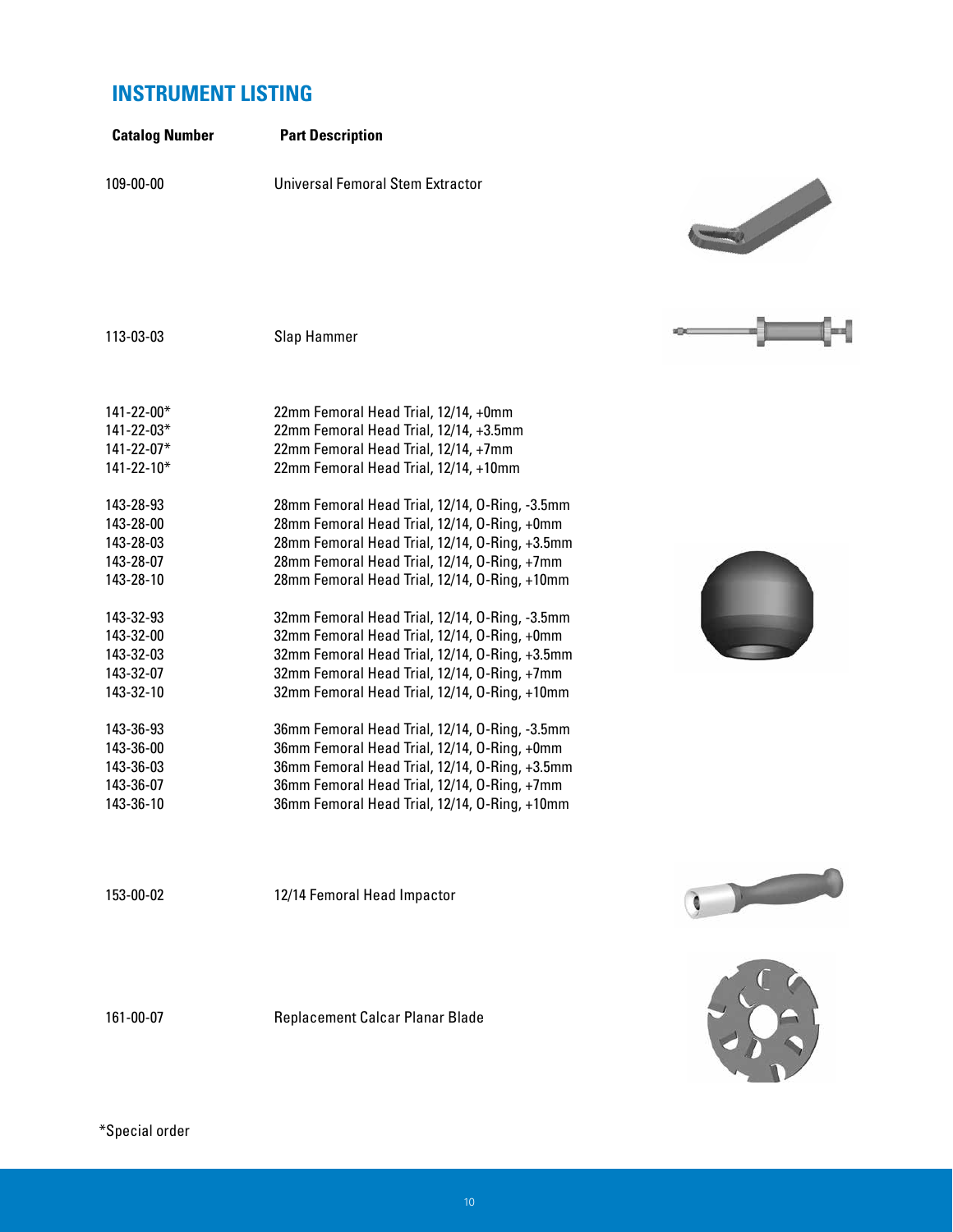## INSTRUMENT LISTING

| Catalog Number | Part Description |
|---|---|
| 109-00-00 | Universal Femoral Stem Extractor |
| 113-03-03 | Slap Hammer |
| 141-22-00* | 22mm Femoral Head Trial, 12/14, +0mm |
| 141-22-03* | 22mm Femoral Head Trial, 12/14, +3.5mm |
| 141-22-07* | 22mm Femoral Head Trial, 12/14, +7mm |
| 141-22-10* | 22mm Femoral Head Trial, 12/14, +10mm |
| 143-28-93 | 28mm Femoral Head Trial, 12/14, O-Ring, -3.5mm |
| 143-28-00 | 28mm Femoral Head Trial, 12/14, O-Ring, +0mm |
| 143-28-03 | 28mm Femoral Head Trial, 12/14, O-Ring, +3.5mm |
| 143-28-07 | 28mm Femoral Head Trial, 12/14, O-Ring, +7mm |
| 143-28-10 | 28mm Femoral Head Trial, 12/14, O-Ring, +10mm |
| 143-32-93 | 32mm Femoral Head Trial, 12/14, O-Ring, -3.5mm |
| 143-32-00 | 32mm Femoral Head Trial, 12/14, O-Ring, +0mm |
| 143-32-03 | 32mm Femoral Head Trial, 12/14, O-Ring, +3.5mm |
| 143-32-07 | 32mm Femoral Head Trial, 12/14, O-Ring, +7mm |
| 143-32-10 | 32mm Femoral Head Trial, 12/14, O-Ring, +10mm |
| 143-36-93 | 36mm Femoral Head Trial, 12/14, O-Ring, -3.5mm |
| 143-36-00 | 36mm Femoral Head Trial, 12/14, O-Ring, +0mm |
| 143-36-03 | 36mm Femoral Head Trial, 12/14, O-Ring, +3.5mm |
| 143-36-07 | 36mm Femoral Head Trial, 12/14, O-Ring, +7mm |
| 143-36-10 | 36mm Femoral Head Trial, 12/14, O-Ring, +10mm |
| 153-00-02 | 12/14 Femoral Head Impactor |
| 161-00-07 | Replacement Calcar Planar Blade |

*Special order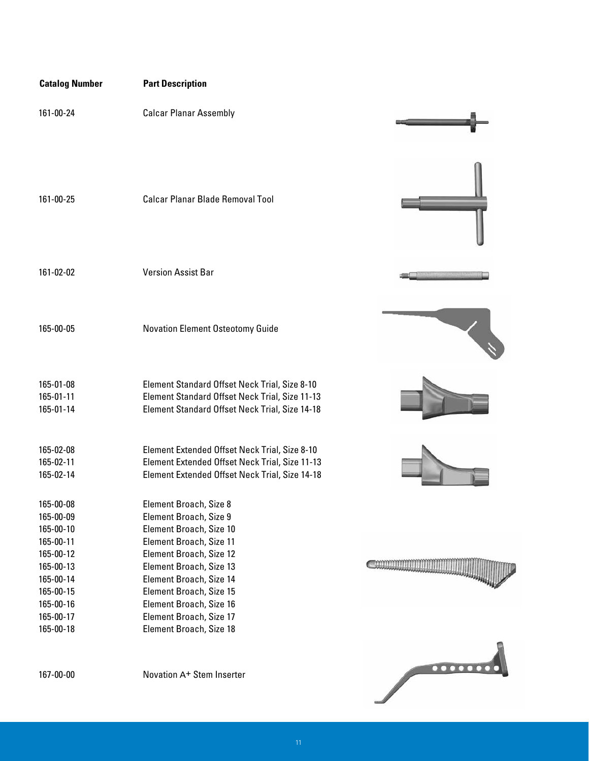| Catalog Number | Part Description |
|---|---|
| 161-00-24 | Calcar Planar Assembly |
| 161-00-25 | Calcar Planar Blade Removal Tool |
| 161-02-02 | Version Assist Bar |
| 165-00-05 | Novation Element Osteotomy Guide |
| 165-01-08 | Element Standard Offset Neck Trial, Size 8-10 |
| 165-01-11 | Element Standard Offset Neck Trial, Size 11-13 |
| 165-01-14 | Element Standard Offset Neck Trial, Size 14-18 |
| 165-02-08 | Element Extended Offset Neck Trial, Size 8-10 |
| 165-02-11 | Element Extended Offset Neck Trial, Size 11-13 |
| 165-02-14 | Element Extended Offset Neck Trial, Size 14-18 |
| 165-00-08 | Element Broach, Size 8 |
| 165-00-09 | Element Broach, Size 9 |
| 165-00-10 | Element Broach, Size 10 |
| 165-00-11 | Element Broach, Size 11 |
| 165-00-12 | Element Broach, Size 12 |
| 165-00-13 | Element Broach, Size 13 |
| 165-00-14 | Element Broach, Size 14 |
| 165-00-15 | Element Broach, Size 15 |
| 165-00-16 | Element Broach, Size 16 |
| 165-00-17 | Element Broach, Size 17 |
| 165-00-18 | Element Broach, Size 18 |
| 167-00-00 | Novation A+ Stem Inserter |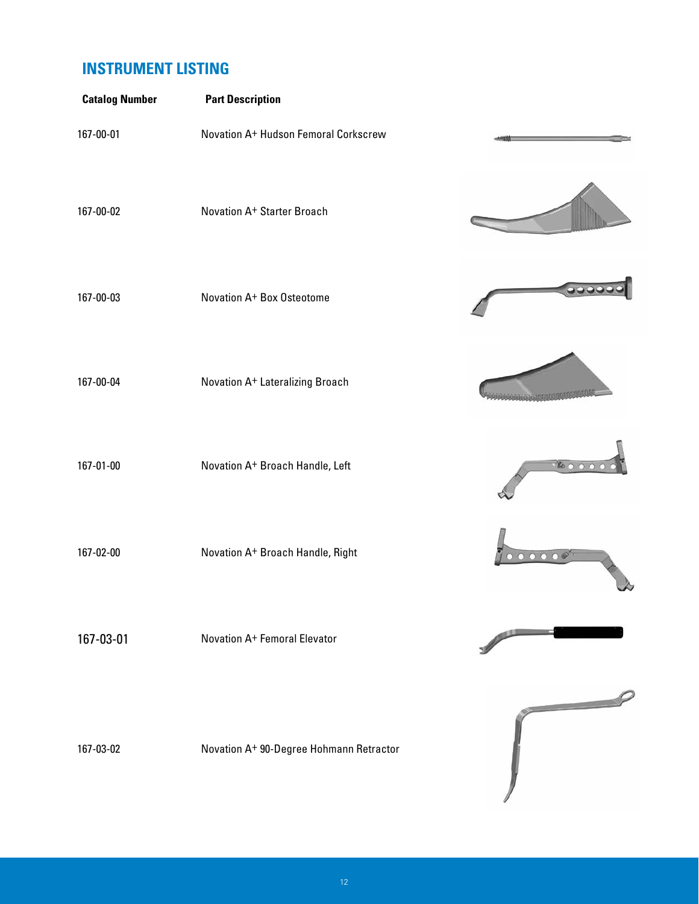## INSTRUMENT LISTING

| Catalog Number | Part Description |
| --- | --- |
| 167-00-01 | Novation A+ Hudson Femoral Corkscrew |
| 167-00-02 | Novation A+ Starter Broach |
| 167-00-03 | Novation A+ Box Osteotome |
| 167-00-04 | Novation A+ Lateralizing Broach |
| 167-01-00 | Novation A+ Broach Handle, Left |
| 167-02-00 | Novation A+ Broach Handle, Right |
| 167-03-01 | Novation A+ Femoral Elevator |
| 167-03-02 | Novation A+ 90-Degree Hohmann Retractor |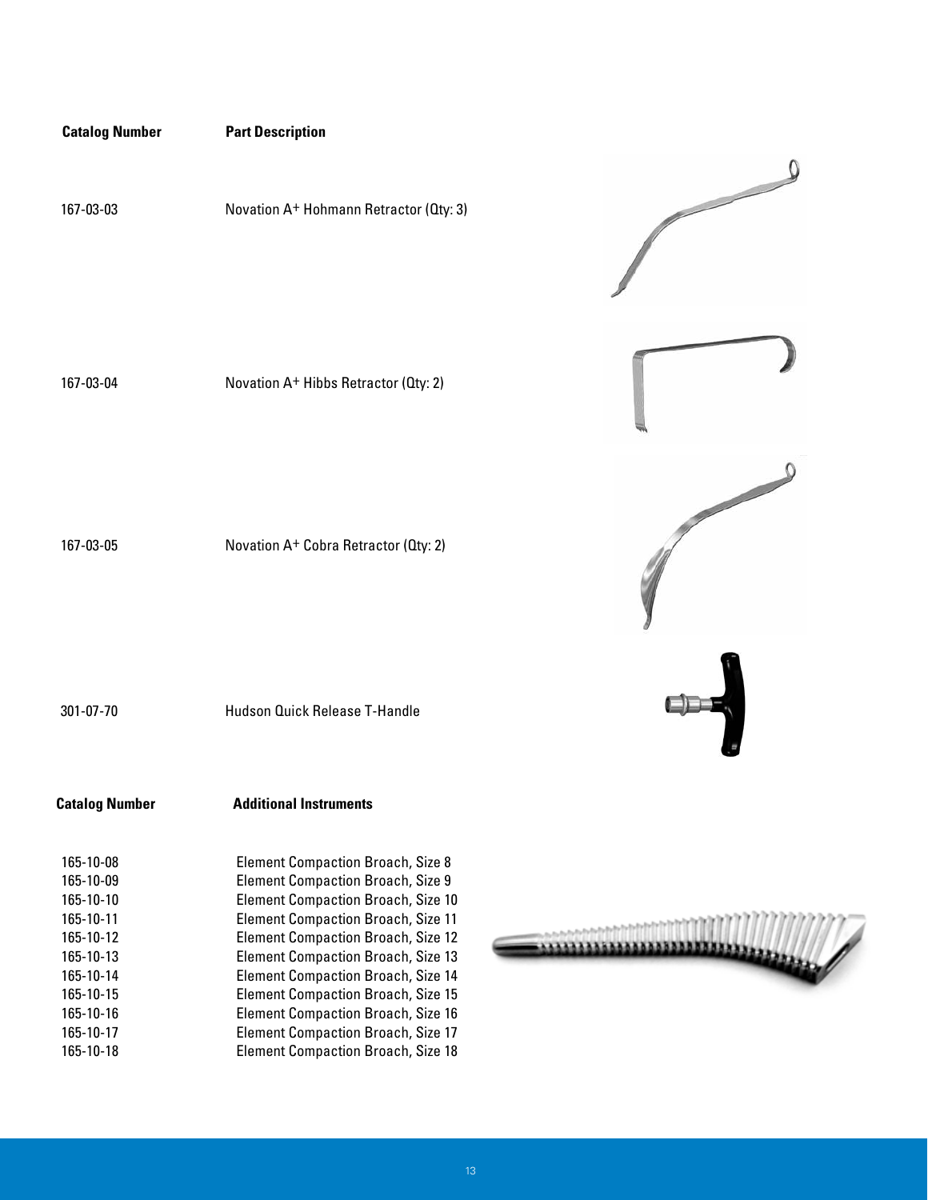| Catalog Number | Part Description |
|---|---|
| 167-03-03 | Novation A+ Hohmann Retractor (Qty: 3) |
| 167-03-04 | Novation A+ Hibbs Retractor (Qty: 2) |
| 167-03-05 | Novation A+ Cobra Retractor (Qty: 2) |
| 301-07-70 | Hudson Quick Release T-Handle |

| Catalog Number | Additional Instruments |
|---|---|
| 165-10-08 | Element Compaction Broach, Size 8 |
| 165-10-09 | Element Compaction Broach, Size 9 |
| 165-10-10 | Element Compaction Broach, Size 10 |
| 165-10-11 | Element Compaction Broach, Size 11 |
| 165-10-12 | Element Compaction Broach, Size 12 |
| 165-10-13 | Element Compaction Broach, Size 13 |
| 165-10-14 | Element Compaction Broach, Size 14 |
| 165-10-15 | Element Compaction Broach, Size 15 |
| 165-10-16 | Element Compaction Broach, Size 16 |
| 165-10-17 | Element Compaction Broach, Size 17 |
| 165-10-18 | Element Compaction Broach, Size 18 |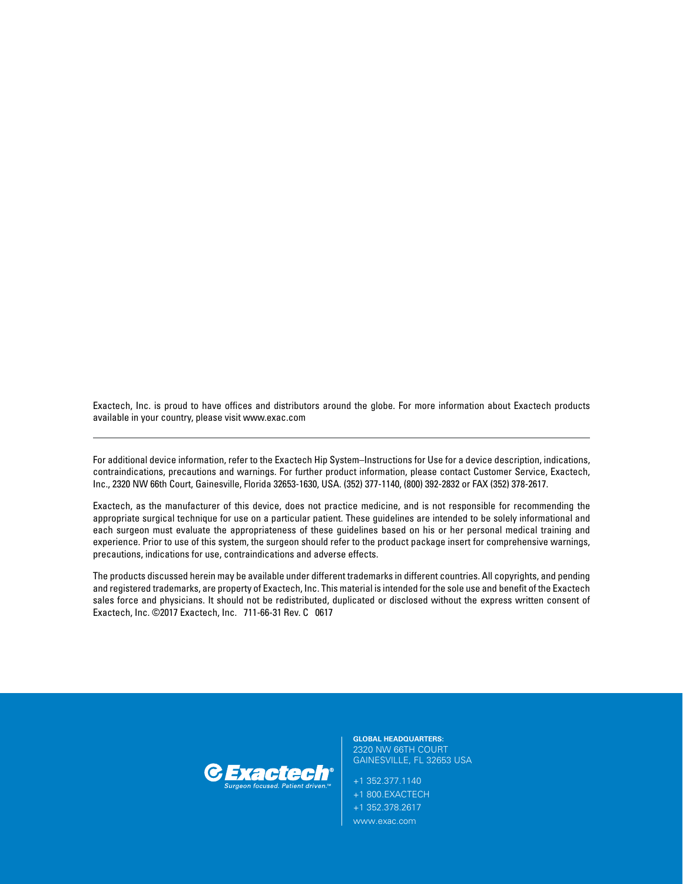Exactech, Inc. is proud to have offices and distributors around the globe. For more information about Exactech products available in your country, please visit www.exac.com

---

For additional device information, refer to the Exactech Hip System–Instructions for Use for a device description, indications, contraindications, precautions and warnings. For further product information, please contact Customer Service, Exactech, Inc., 2320 NW 66th Court, Gainesville, Florida 32653-1630, USA. (352) 377-1140, (800) 392-2832 or FAX (352) 378-2617.

Exactech, as the manufacturer of this device, does not practice medicine, and is not responsible for recommending the appropriate surgical technique for use on a particular patient. These guidelines are intended to be solely informational and each surgeon must evaluate the appropriateness of these guidelines based on his or her personal medical training and experience. Prior to use of this system, the surgeon should refer to the product package insert for comprehensive warnings, precautions, indications for use, contraindications and adverse effects.

The products discussed herein may be available under different trademarks in different countries. All copyrights, and pending and registered trademarks, are property of Exactech, Inc. This material is intended for the sole use and benefit of the Exactech sales force and physicians. It should not be redistributed, duplicated or disclosed without the express written consent of Exactech, Inc. ©2017 Exactech, Inc. 711-66-31 Rev. C 0617

Exactech®
Surgeon focused. Patient driven.™

**GLOBAL HEADQUARTERS:**
2320 NW 66TH COURT
GAINESVILLE, FL 32653 USA

+1 352.377.1140
+1 800.EXACTECH
+1 352.378.2617
www.exac.com